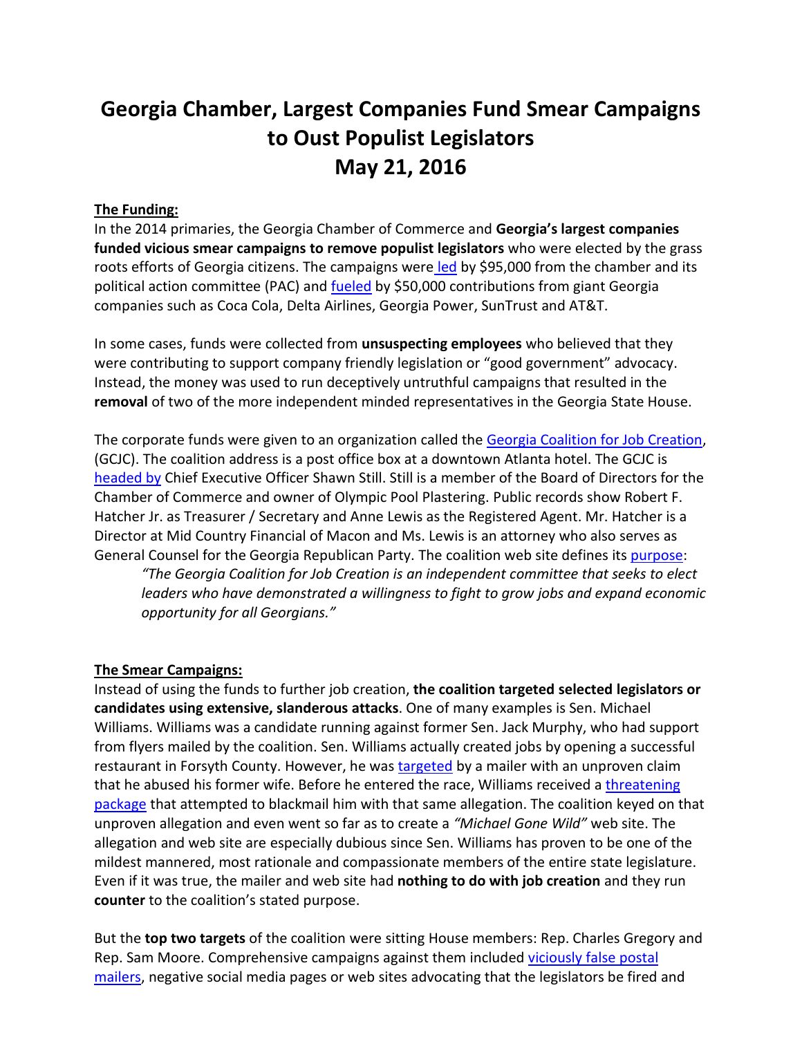# Georgia Chamber, Largest Companies Fund Smear Campaigns to Oust Populist Legislators
# May 21, 2016

**The Funding:**

In the 2014 primaries, the Georgia Chamber of Commerce and **Georgia's largest companies funded vicious smear campaigns to remove populist legislators** who were elected by the grass roots efforts of Georgia citizens. The campaigns were led by $95,000 from the chamber and its political action committee (PAC) and fueled by $50,000 contributions from giant Georgia companies such as Coca Cola, Delta Airlines, Georgia Power, SunTrust and AT&T.

In some cases, funds were collected from **unsuspecting employees** who believed that they were contributing to support company friendly legislation or "good government" advocacy. Instead, the money was used to run deceptively untruthful campaigns that resulted in the **removal** of two of the more independent minded representatives in the Georgia State House.

The corporate funds were given to an organization called the Georgia Coalition for Job Creation, (GCJC). The coalition address is a post office box at a downtown Atlanta hotel. The GCJC is headed by Chief Executive Officer Shawn Still. Still is a member of the Board of Directors for the Chamber of Commerce and owner of Olympic Pool Plastering. Public records show Robert F. Hatcher Jr. as Treasurer / Secretary and Anne Lewis as the Registered Agent. Mr. Hatcher is a Director at Mid Country Financial of Macon and Ms. Lewis is an attorney who also serves as General Counsel for the Georgia Republican Party. The coalition web site defines its purpose:

> *"The Georgia Coalition for Job Creation is an independent committee that seeks to elect leaders who have demonstrated a willingness to fight to grow jobs and expand economic opportunity for all Georgians."*

**The Smear Campaigns:**

Instead of using the funds to further job creation, **the coalition targeted selected legislators or candidates using extensive, slanderous attacks**. One of many examples is Sen. Michael Williams. Williams was a candidate running against former Sen. Jack Murphy, who had support from flyers mailed by the coalition. Sen. Williams actually created jobs by opening a successful restaurant in Forsyth County. However, he was targeted by a mailer with an unproven claim that he abused his former wife. Before he entered the race, Williams received a threatening package that attempted to blackmail him with that same allegation. The coalition keyed on that unproven allegation and even went so far as to create a *"Michael Gone Wild"* web site. The allegation and web site are especially dubious since Sen. Williams has proven to be one of the mildest mannered, most rationale and compassionate members of the entire state legislature. Even if it was true, the mailer and web site had **nothing to do with job creation** and they run **counter** to the coalition's stated purpose.

But the **top two targets** of the coalition were sitting House members: Rep. Charles Gregory and Rep. Sam Moore. Comprehensive campaigns against them included viciously false postal mailers, negative social media pages or web sites advocating that the legislators be fired and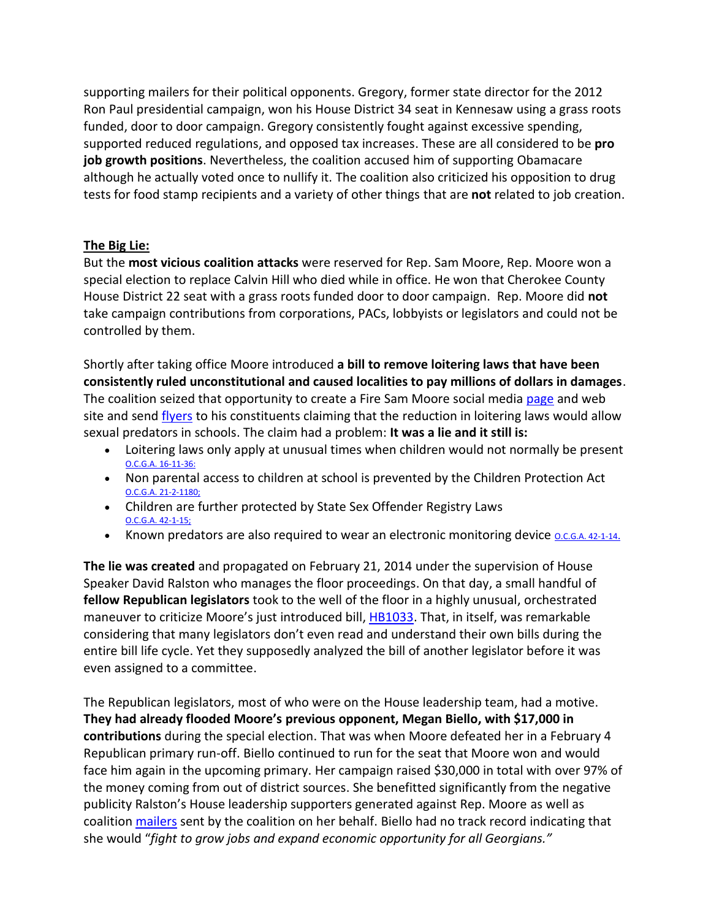supporting mailers for their political opponents. Gregory, former state director for the 2012 Ron Paul presidential campaign, won his House District 34 seat in Kennesaw using a grass roots funded, door to door campaign. Gregory consistently fought against excessive spending, supported reduced regulations, and opposed tax increases. These are all considered to be **pro job growth positions**. Nevertheless, the coalition accused him of supporting Obamacare although he actually voted once to nullify it. The coalition also criticized his opposition to drug tests for food stamp recipients and a variety of other things that are **not** related to job creation.

**The Big Lie:**

But the **most vicious coalition attacks** were reserved for Rep. Sam Moore, Rep. Moore won a special election to replace Calvin Hill who died while in office. He won that Cherokee County House District 22 seat with a grass roots funded door to door campaign. Rep. Moore did **not** take campaign contributions from corporations, PACs, lobbyists or legislators and could not be controlled by them.

Shortly after taking office Moore introduced **a bill to remove loitering laws that have been consistently ruled unconstitutional and caused localities to pay millions of dollars in damages**. The coalition seized that opportunity to create a Fire Sam Moore social media page and web site and send flyers to his constituents claiming that the reduction in loitering laws would allow sexual predators in schools. The claim had a problem: **It was a lie and it still is:**

- Loitering laws only apply at unusual times when children would not normally be present O.C.G.A. 16-11-36;
- Non parental access to children at school is prevented by the Children Protection Act O.C.G.A. 21-2-1180;
- Children are further protected by State Sex Offender Registry Laws O.C.G.A. 42-1-15;
- Known predators are also required to wear an electronic monitoring device O.C.G.A. 42-1-14.

**The lie was created** and propagated on February 21, 2014 under the supervision of House Speaker David Ralston who manages the floor proceedings. On that day, a small handful of **fellow Republican legislators** took to the well of the floor in a highly unusual, orchestrated maneuver to criticize Moore's just introduced bill, HB1033. That, in itself, was remarkable considering that many legislators don't even read and understand their own bills during the entire bill life cycle. Yet they supposedly analyzed the bill of another legislator before it was even assigned to a committee.

The Republican legislators, most of who were on the House leadership team, had a motive. **They had already flooded Moore's previous opponent, Megan Biello, with $17,000 in contributions** during the special election. That was when Moore defeated her in a February 4 Republican primary run-off. Biello continued to run for the seat that Moore won and would face him again in the upcoming primary. Her campaign raised $30,000 in total with over 97% of the money coming from out of district sources. She benefitted significantly from the negative publicity Ralston's House leadership supporters generated against Rep. Moore as well as coalition mailers sent by the coalition on her behalf. Biello had no track record indicating that she would "*fight to grow jobs and expand economic opportunity for all Georgians.*"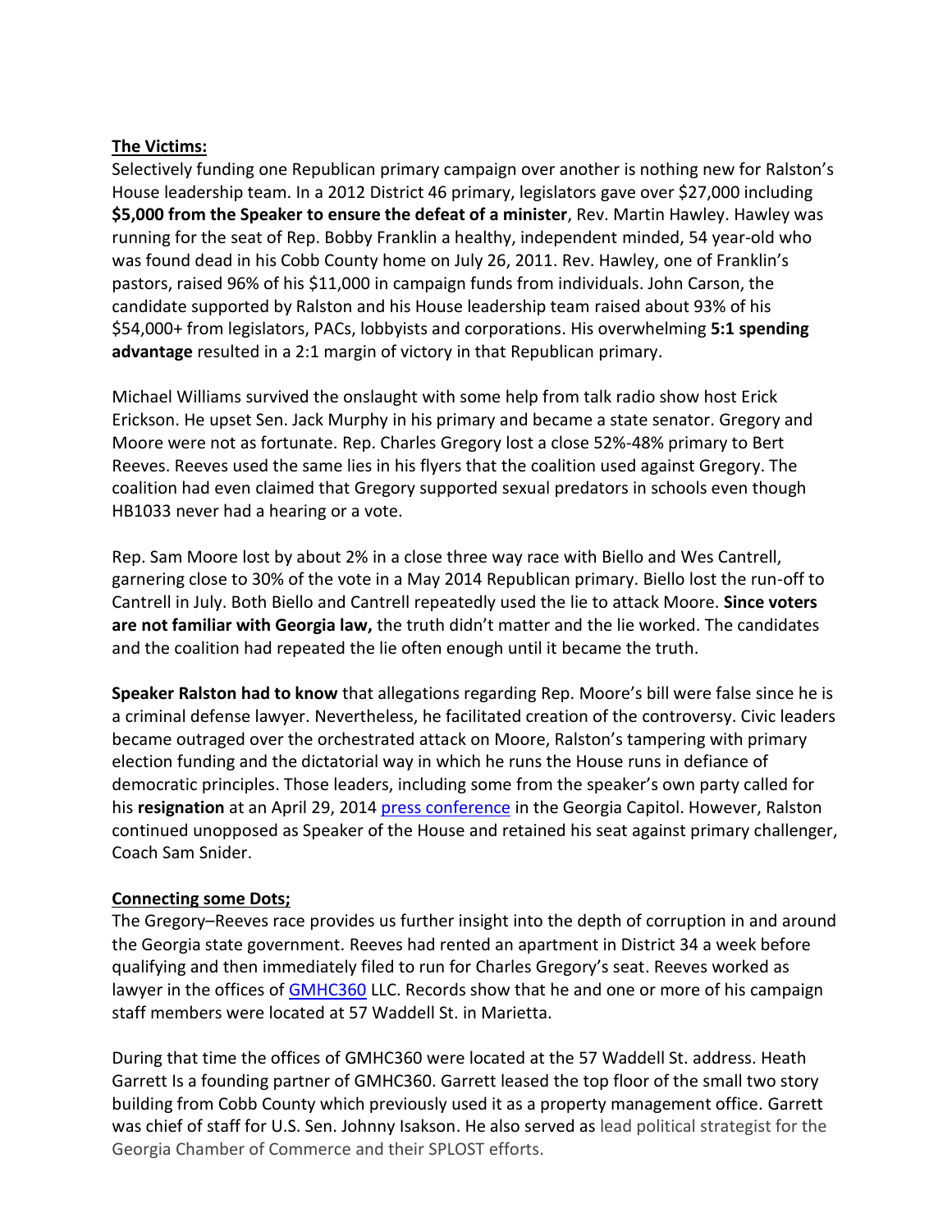**The Victims:**

Selectively funding one Republican primary campaign over another is nothing new for Ralston's House leadership team. In a 2012 District 46 primary, legislators gave over $27,000 including **$5,000 from the Speaker to ensure the defeat of a minister**, Rev. Martin Hawley. Hawley was running for the seat of Rep. Bobby Franklin a healthy, independent minded, 54 year-old who was found dead in his Cobb County home on July 26, 2011. Rev. Hawley, one of Franklin's pastors, raised 96% of his $11,000 in campaign funds from individuals. John Carson, the candidate supported by Ralston and his House leadership team raised about 93% of his $54,000+ from legislators, PACs, lobbyists and corporations. His overwhelming **5:1 spending advantage** resulted in a 2:1 margin of victory in that Republican primary.

Michael Williams survived the onslaught with some help from talk radio show host Erick Erickson. He upset Sen. Jack Murphy in his primary and became a state senator. Gregory and Moore were not as fortunate. Rep. Charles Gregory lost a close 52%-48% primary to Bert Reeves. Reeves used the same lies in his flyers that the coalition used against Gregory. The coalition had even claimed that Gregory supported sexual predators in schools even though HB1033 never had a hearing or a vote.

Rep. Sam Moore lost by about 2% in a close three way race with Biello and Wes Cantrell, garnering close to 30% of the vote in a May 2014 Republican primary. Biello lost the run-off to Cantrell in July. Both Biello and Cantrell repeatedly used the lie to attack Moore. **Since voters are not familiar with Georgia law,** the truth didn't matter and the lie worked. The candidates and the coalition had repeated the lie often enough until it became the truth.

**Speaker Ralston had to know** that allegations regarding Rep. Moore's bill were false since he is a criminal defense lawyer. Nevertheless, he facilitated creation of the controversy. Civic leaders became outraged over the orchestrated attack on Moore, Ralston's tampering with primary election funding and the dictatorial way in which he runs the House runs in defiance of democratic principles. Those leaders, including some from the speaker's own party called for his **resignation** at an April 29, 2014 press conference in the Georgia Capitol. However, Ralston continued unopposed as Speaker of the House and retained his seat against primary challenger, Coach Sam Snider.

**Connecting some Dots;**

The Gregory–Reeves race provides us further insight into the depth of corruption in and around the Georgia state government. Reeves had rented an apartment in District 34 a week before qualifying and then immediately filed to run for Charles Gregory's seat. Reeves worked as lawyer in the offices of GMHC360 LLC. Records show that he and one or more of his campaign staff members were located at 57 Waddell St. in Marietta.

During that time the offices of GMHC360 were located at the 57 Waddell St. address. Heath Garrett Is a founding partner of GMHC360. Garrett leased the top floor of the small two story building from Cobb County which previously used it as a property management office. Garrett was chief of staff for U.S. Sen. Johnny Isakson. He also served as lead political strategist for the Georgia Chamber of Commerce and their SPLOST efforts.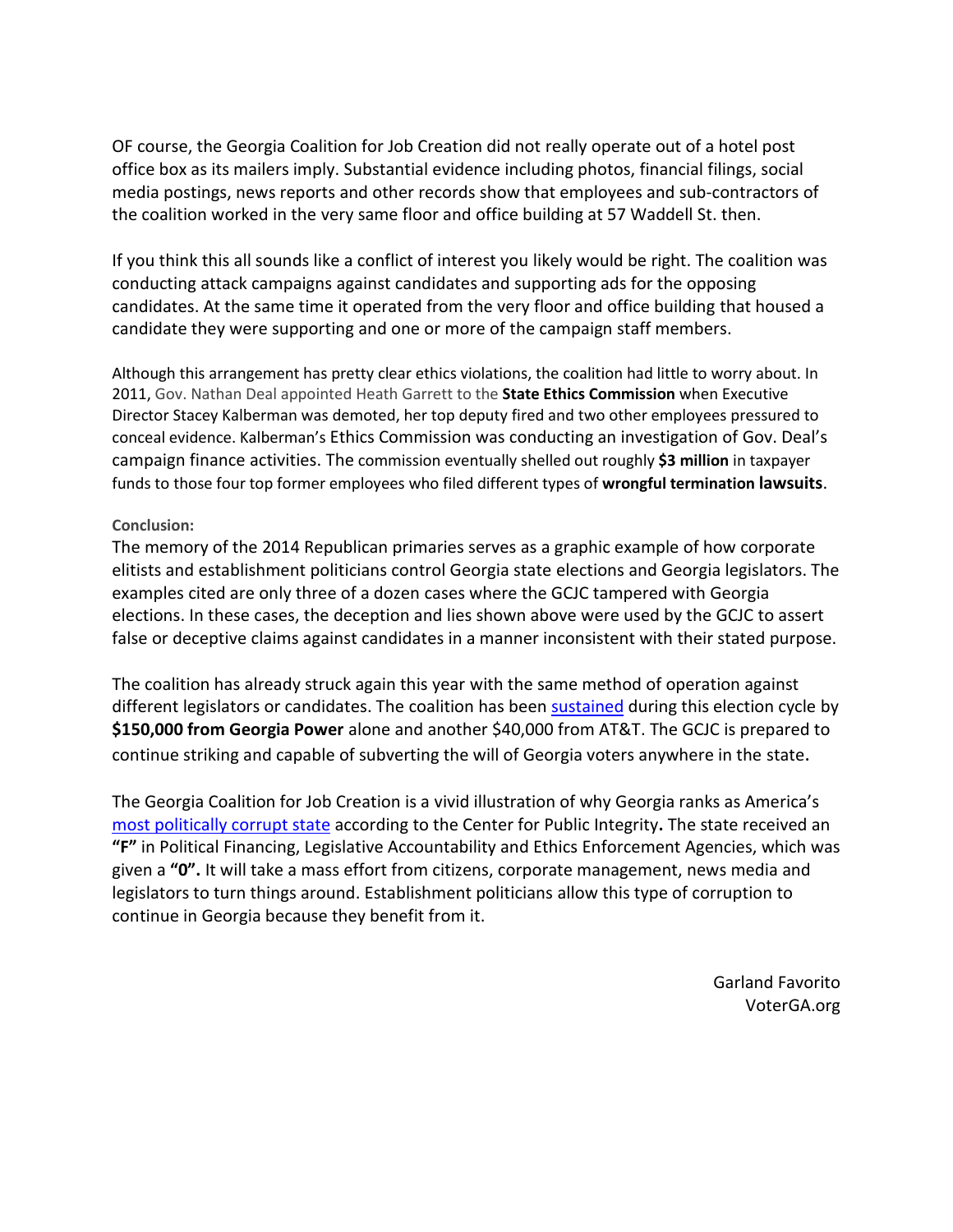OF course, the Georgia Coalition for Job Creation did not really operate out of a hotel post office box as its mailers imply. Substantial evidence including photos, financial filings, social media postings, news reports and other records show that employees and sub-contractors of the coalition worked in the very same floor and office building at 57 Waddell St. then.

If you think this all sounds like a conflict of interest you likely would be right. The coalition was conducting attack campaigns against candidates and supporting ads for the opposing candidates. At the same time it operated from the very floor and office building that housed a candidate they were supporting and one or more of the campaign staff members.

Although this arrangement has pretty clear ethics violations, the coalition had little to worry about. In 2011, Gov. Nathan Deal appointed Heath Garrett to the **State Ethics Commission** when Executive Director Stacey Kalberman was demoted, her top deputy fired and two other employees pressured to conceal evidence. Kalberman's Ethics Commission was conducting an investigation of Gov. Deal's campaign finance activities. The commission eventually shelled out roughly **$3 million** in taxpayer funds to those four top former employees who filed different types of **wrongful termination lawsuits**.

**Conclusion:**

The memory of the 2014 Republican primaries serves as a graphic example of how corporate elitists and establishment politicians control Georgia state elections and Georgia legislators. The examples cited are only three of a dozen cases where the GCJC tampered with Georgia elections. In these cases, the deception and lies shown above were used by the GCJC to assert false or deceptive claims against candidates in a manner inconsistent with their stated purpose.

The coalition has already struck again this year with the same method of operation against different legislators or candidates. The coalition has been sustained during this election cycle by **$150,000 from Georgia Power** alone and another $40,000 from AT&T. The GCJC is prepared to continue striking and capable of subverting the will of Georgia voters anywhere in the state.

The Georgia Coalition for Job Creation is a vivid illustration of why Georgia ranks as America's most politically corrupt state according to the Center for Public Integrity**.** The state received an **"F"** in Political Financing, Legislative Accountability and Ethics Enforcement Agencies, which was given a **"0".** It will take a mass effort from citizens, corporate management, news media and legislators to turn things around. Establishment politicians allow this type of corruption to continue in Georgia because they benefit from it.

Garland Favorito
VoterGA.org